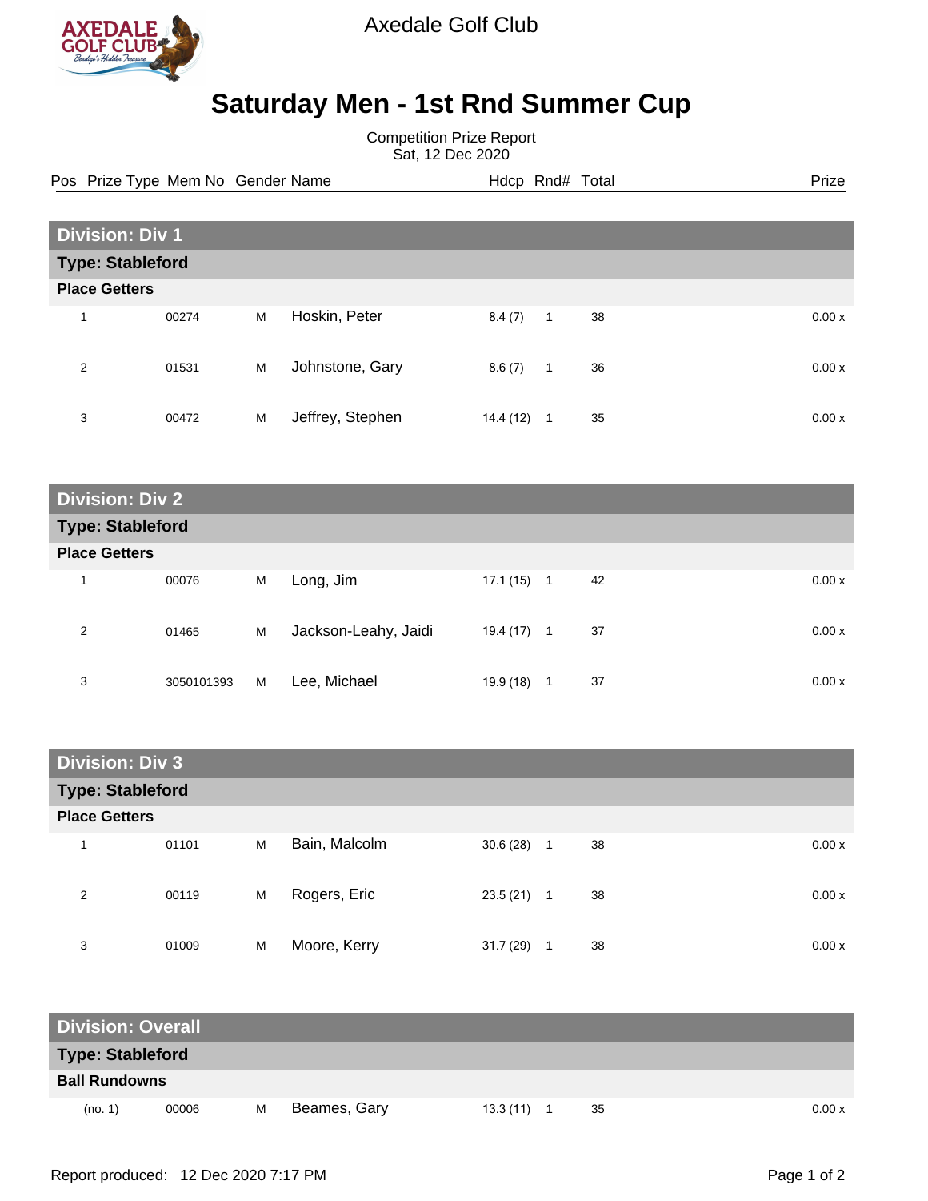Axedale Golf Club

# Saturday Men - 1st Rnd Summer Cup

Competition Prize Report
Sat, 12 Dec 2020

| Pos | Prize Type | Mem No | Gender | Name | Hdcp | Rnd# | Total | Prize |
|---|---|---|---|---|---|---|---|---|
| **Division: Div 1** | | | | | | | | |
| **Type: Stableford** | | | | | | | | |
| **Place Getters** | | | | | | | | |
| 1 | | 00274 | M | Hoskin, Peter | 8.4 (7) | 1 | 38 | 0.00 x |
| 2 | | 01531 | M | Johnstone, Gary | 8.6 (7) | 1 | 36 | 0.00 x |
| 3 | | 00472 | M | Jeffrey, Stephen | 14.4 (12) | 1 | 35 | 0.00 x |
| **Division: Div 2** | | | | | | | | |
| **Type: Stableford** | | | | | | | | |
| **Place Getters** | | | | | | | | |
| 1 | | 00076 | M | Long, Jim | 17.1 (15) | 1 | 42 | 0.00 x |
| 2 | | 01465 | M | Jackson-Leahy, Jaidi | 19.4 (17) | 1 | 37 | 0.00 x |
| 3 | | 3050101393 | M | Lee, Michael | 19.9 (18) | 1 | 37 | 0.00 x |
| **Division: Div 3** | | | | | | | | |
| **Type: Stableford** | | | | | | | | |
| **Place Getters** | | | | | | | | |
| 1 | | 01101 | M | Bain, Malcolm | 30.6 (28) | 1 | 38 | 0.00 x |
| 2 | | 00119 | M | Rogers, Eric | 23.5 (21) | 1 | 38 | 0.00 x |
| 3 | | 01009 | M | Moore, Kerry | 31.7 (29) | 1 | 38 | 0.00 x |
| **Division: Overall** | | | | | | | | |
| **Type: Stableford** | | | | | | | | |
| **Ball Rundowns** | | | | | | | | |
| (no. 1) | | 00006 | M | Beames, Gary | 13.3 (11) | 1 | 35 | 0.00 x |

Report produced: 12 Dec 2020 7:17 PM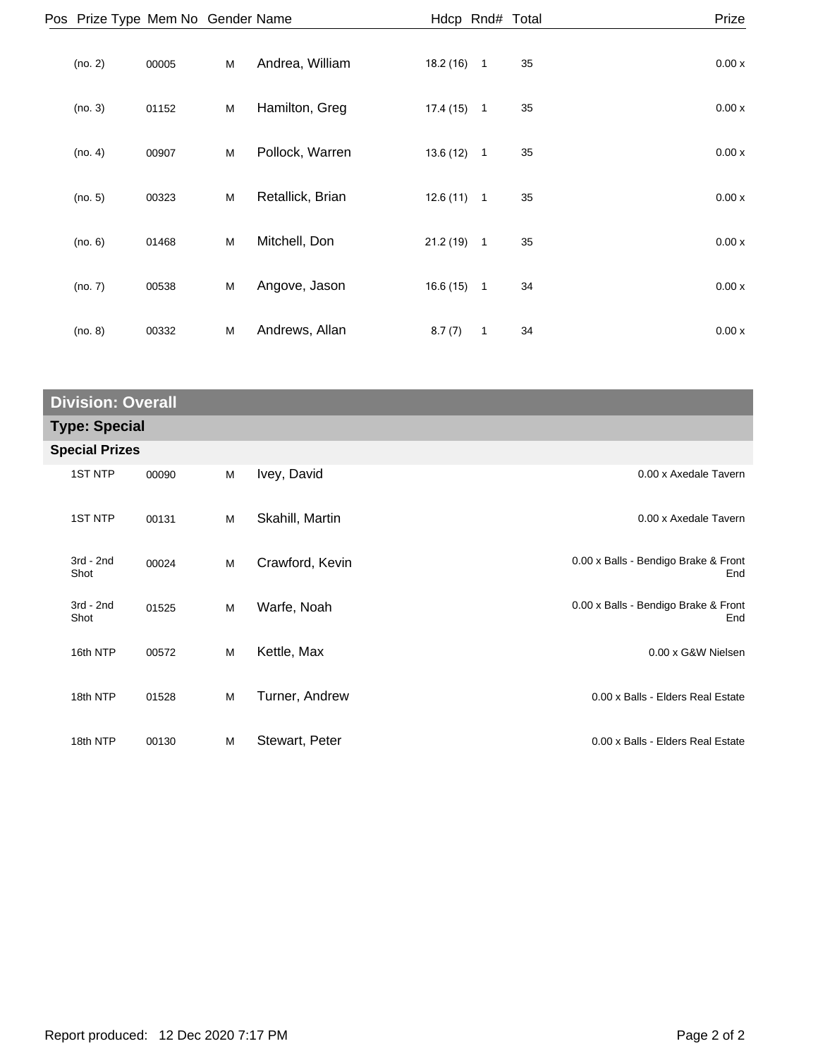| Pos | Prize Type | Mem No | Gender | Name | Hdcp | Rnd# | Total | Prize |
|---|---|---|---|---|---|---|---|---|
| | (no. 2) | 00005 | M | Andrea, William | 18.2 (16) | 1 | 35 | 0.00 x |
| | (no. 3) | 01152 | M | Hamilton, Greg | 17.4 (15) | 1 | 35 | 0.00 x |
| | (no. 4) | 00907 | M | Pollock, Warren | 13.6 (12) | 1 | 35 | 0.00 x |
| | (no. 5) | 00323 | M | Retallick, Brian | 12.6 (11) | 1 | 35 | 0.00 x |
| | (no. 6) | 01468 | M | Mitchell, Don | 21.2 (19) | 1 | 35 | 0.00 x |
| | (no. 7) | 00538 | M | Angove, Jason | 16.6 (15) | 1 | 34 | 0.00 x |
| | (no. 8) | 00332 | M | Andrews, Allan | 8.7 (7) | 1 | 34 | 0.00 x |

## Division: Overall

### Type: Special

#### Special Prizes

| Prize Type | Mem No | Gender | Name | Prize |
|---|---|---|---|---|
| 1ST NTP | 00090 | M | Ivey, David | 0.00 x Axedale Tavern |
| 1ST NTP | 00131 | M | Skahill, Martin | 0.00 x Axedale Tavern |
| 3rd - 2nd Shot | 00024 | M | Crawford, Kevin | 0.00 x Balls - Bendigo Brake & Front End |
| 3rd - 2nd Shot | 01525 | M | Warfe, Noah | 0.00 x Balls - Bendigo Brake & Front End |
| 16th NTP | 00572 | M | Kettle, Max | 0.00 x G&W Nielsen |
| 18th NTP | 01528 | M | Turner, Andrew | 0.00 x Balls - Elders Real Estate |
| 18th NTP | 00130 | M | Stewart, Peter | 0.00 x Balls - Elders Real Estate |

Report produced: 12 Dec 2020 7:17 PM